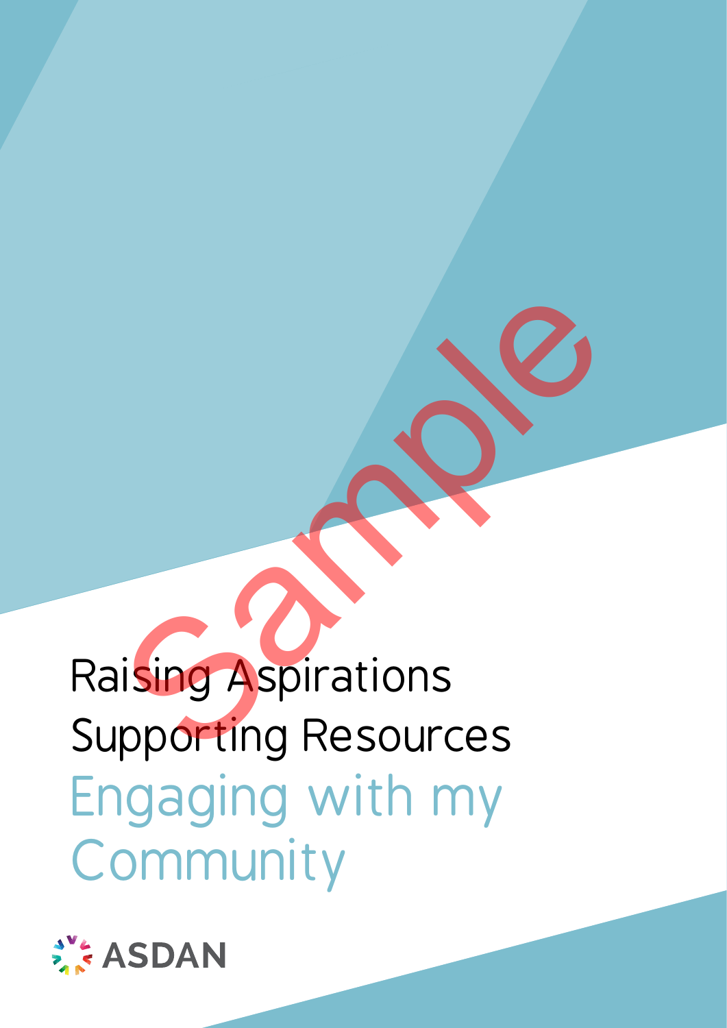# Raising Aspirations Supporting Resources

## Engaging with my Community

ASDAN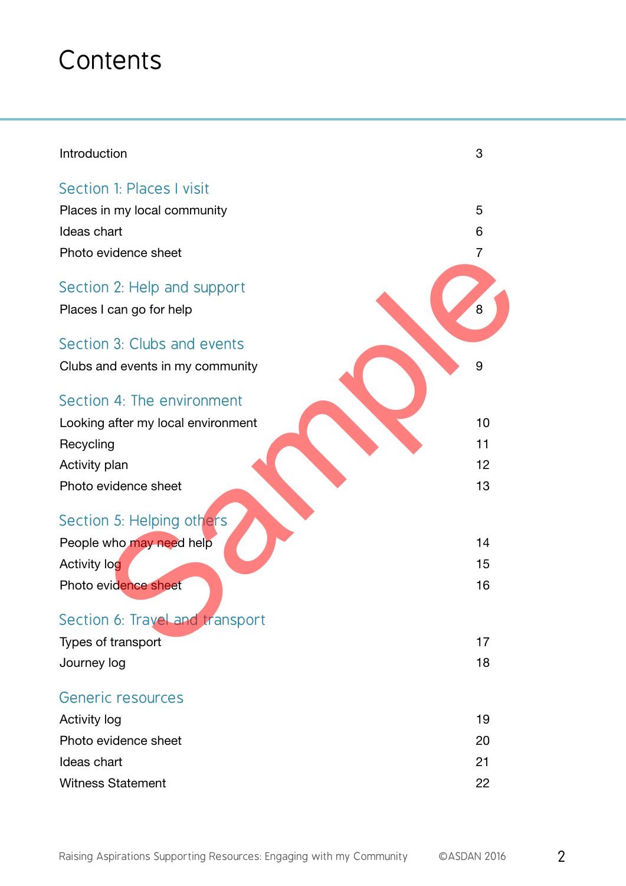# Contents

| | |
|---|---|
| Introduction | 3 |
| **Section 1: Places I visit** | |
| Places in my local community | 5 |
| Ideas chart | 6 |
| Photo evidence sheet | 7 |
| **Section 2: Help and support** | |
| Places I can go for help | 8 |
| **Section 3: Clubs and events** | |
| Clubs and events in my community | 9 |
| **Section 4: The environment** | |
| Looking after my local environment | 10 |
| Recycling | 11 |
| Activity plan | 12 |
| Photo evidence sheet | 13 |
| **Section 5: Helping others** | |
| People who may need help | 14 |
| Activity log | 15 |
| Photo evidence sheet | 16 |
| **Section 6: Travel and transport** | |
| Types of transport | 17 |
| Journey log | 18 |
| **Generic resources** | |
| Activity log | 19 |
| Photo evidence sheet | 20 |
| Ideas chart | 21 |
| Witness Statement | 22 |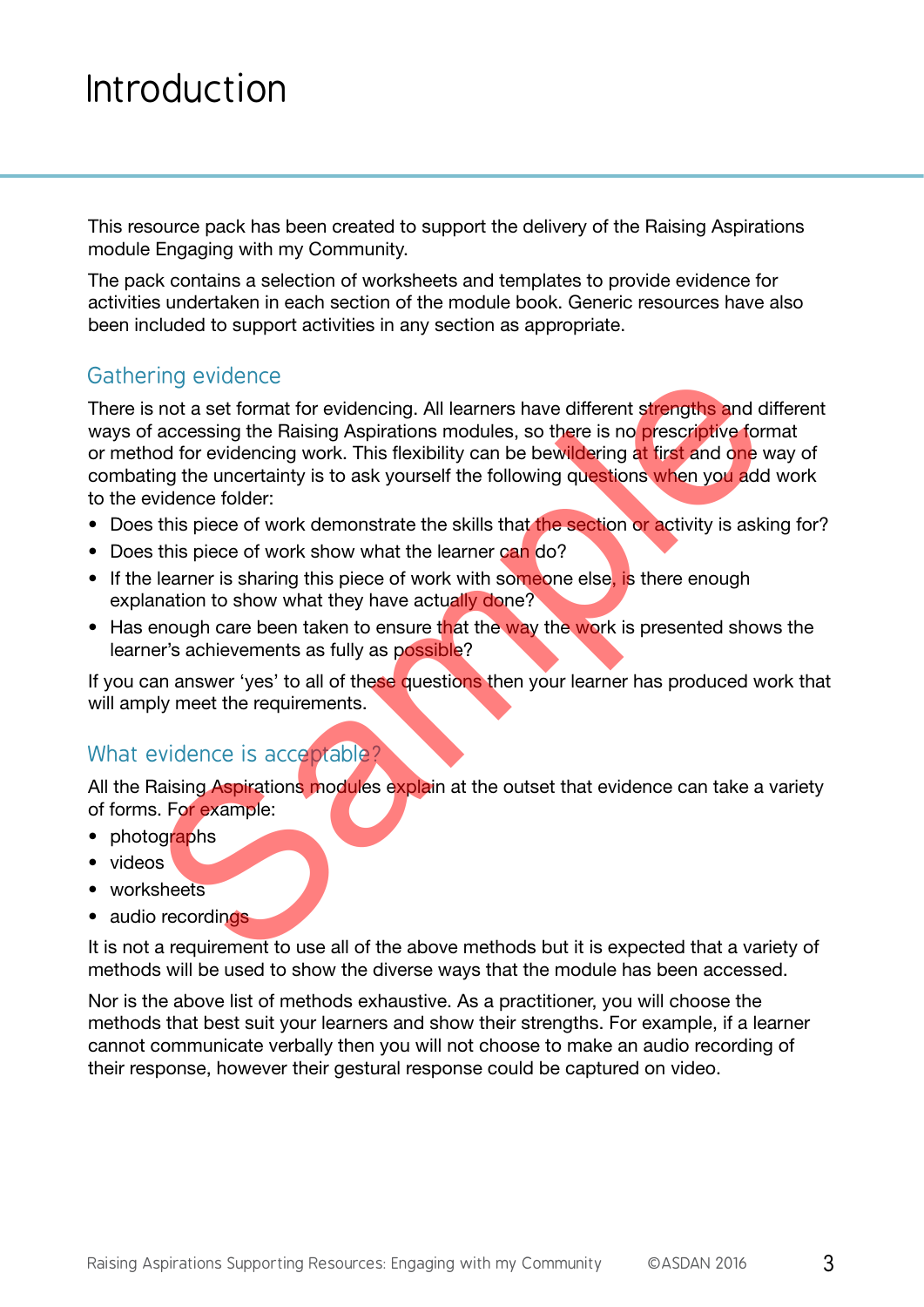# Introduction

This resource pack has been created to support the delivery of the Raising Aspirations module Engaging with my Community.

The pack contains a selection of worksheets and templates to provide evidence for activities undertaken in each section of the module book. Generic resources have also been included to support activities in any section as appropriate.

## Gathering evidence

There is not a set format for evidencing. All learners have different strengths and different ways of accessing the Raising Aspirations modules, so there is no prescriptive format or method for evidencing work. This flexibility can be bewildering at first and one way of combating the uncertainty is to ask yourself the following questions when you add work to the evidence folder:

- Does this piece of work demonstrate the skills that the section or activity is asking for?
- Does this piece of work show what the learner can do?
- If the learner is sharing this piece of work with someone else, is there enough explanation to show what they have actually done?
- Has enough care been taken to ensure that the way the work is presented shows the learner's achievements as fully as possible?

If you can answer 'yes' to all of these questions then your learner has produced work that will amply meet the requirements.

## What evidence is acceptable?

All the Raising Aspirations modules explain at the outset that evidence can take a variety of forms. For example:

- photographs
- videos
- worksheets
- audio recordings

It is not a requirement to use all of the above methods but it is expected that a variety of methods will be used to show the diverse ways that the module has been accessed.

Nor is the above list of methods exhaustive. As a practitioner, you will choose the methods that best suit your learners and show their strengths. For example, if a learner cannot communicate verbally then you will not choose to make an audio recording of their response, however their gestural response could be captured on video.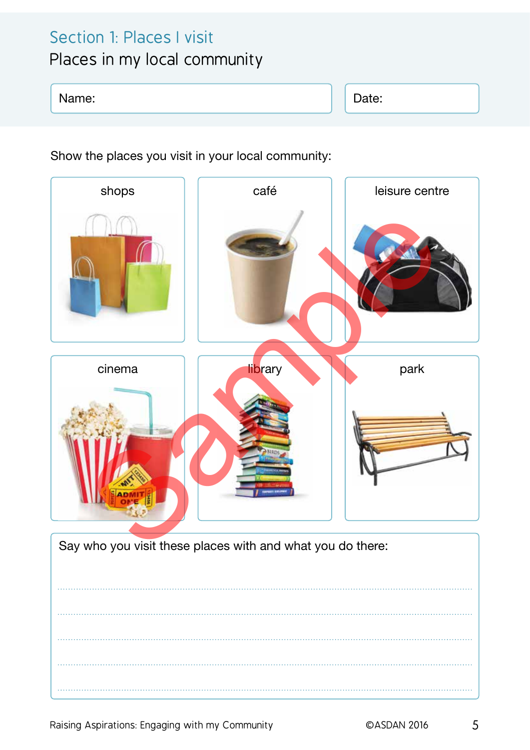## Section 1: Places I visit

# Places in my local community

| Name: | Date: |
|---|---|

Show the places you visit in your local community:

| shops | café | leisure centre |
|---|---|---|
| **cinema** | **library** | **park** |

Say who you visit these places with and what you do there:

..................................................................................................................................

..................................................................................................................................

..................................................................................................................................

..................................................................................................................................

..................................................................................................................................

Raising Aspirations: Engaging with my Community ©ASDAN 2016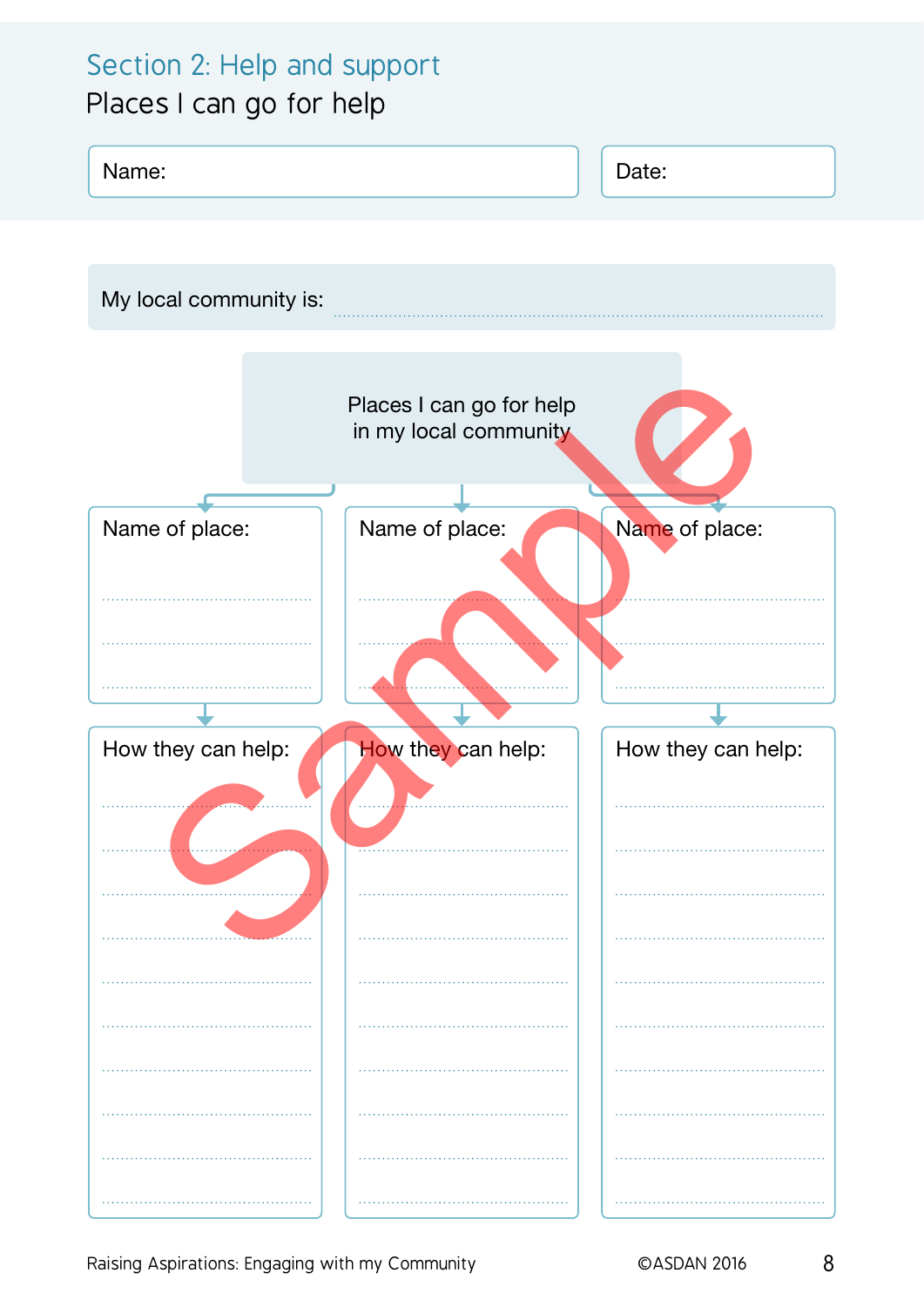## Section 2: Help and support

### Places I can go for help

Name:

Date:

My local community is: ..............................................................

**Places I can go for help in my local community**

| Name of place: | Name of place: | Name of place: |
|---|---|---|
| ........................ | ........................ | ........................ |
| ........................ | ........................ | ........................ |
| ........................ | ........................ | ........................ |

| How they can help: | How they can help: | How they can help: |
|---|---|---|
| ........................ | ........................ | ........................ |
| ........................ | ........................ | ........................ |
| ........................ | ........................ | ........................ |
| ........................ | ........................ | ........................ |
| ........................ | ........................ | ........................ |
| ........................ | ........................ | ........................ |
| ........................ | ........................ | ........................ |
| ........................ | ........................ | ........................ |
| ........................ | ........................ | ........................ |
| ........................ | ........................ | ........................ |

Sample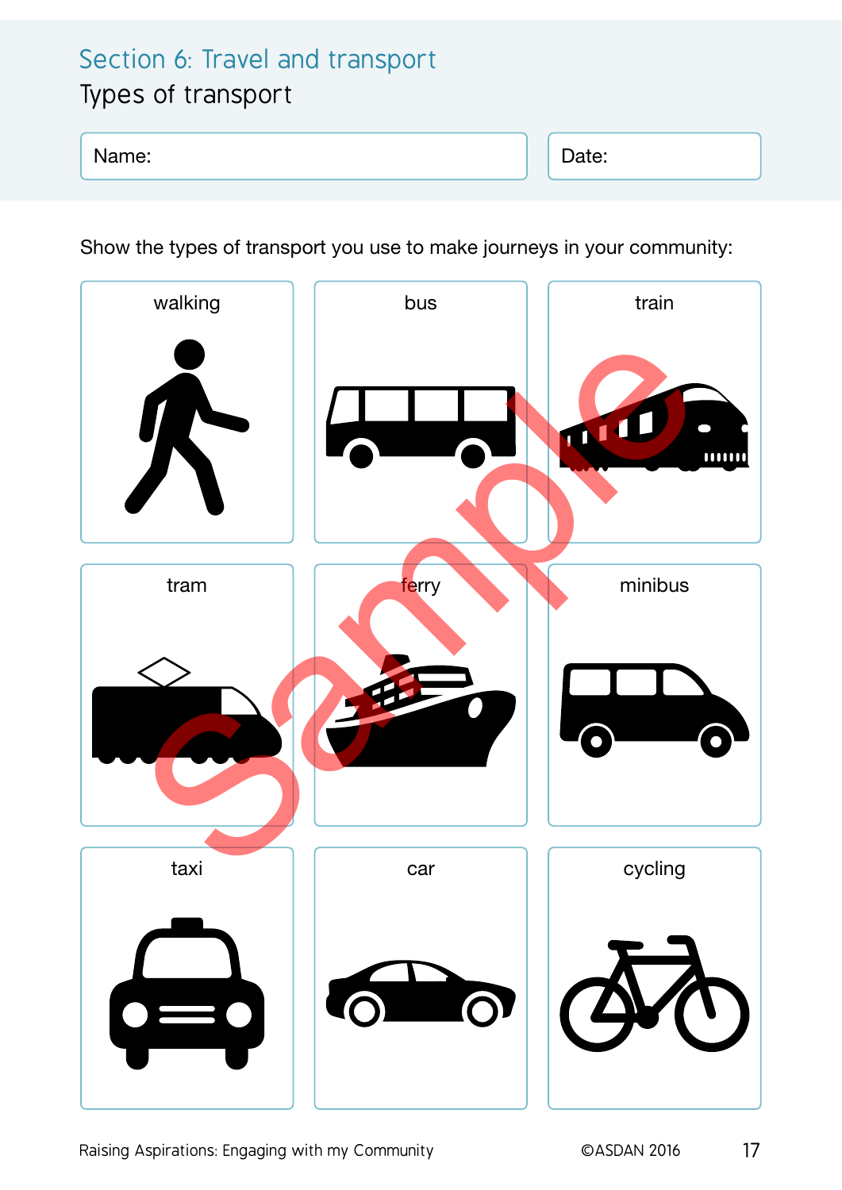## Section 6: Travel and transport

### Types of transport

| Name: | Date: |
| --- | --- |

Show the types of transport you use to make journeys in your community:

| walking | bus | train |
| --- | --- | --- |
| tram | ferry | minibus |
| taxi | car | cycling |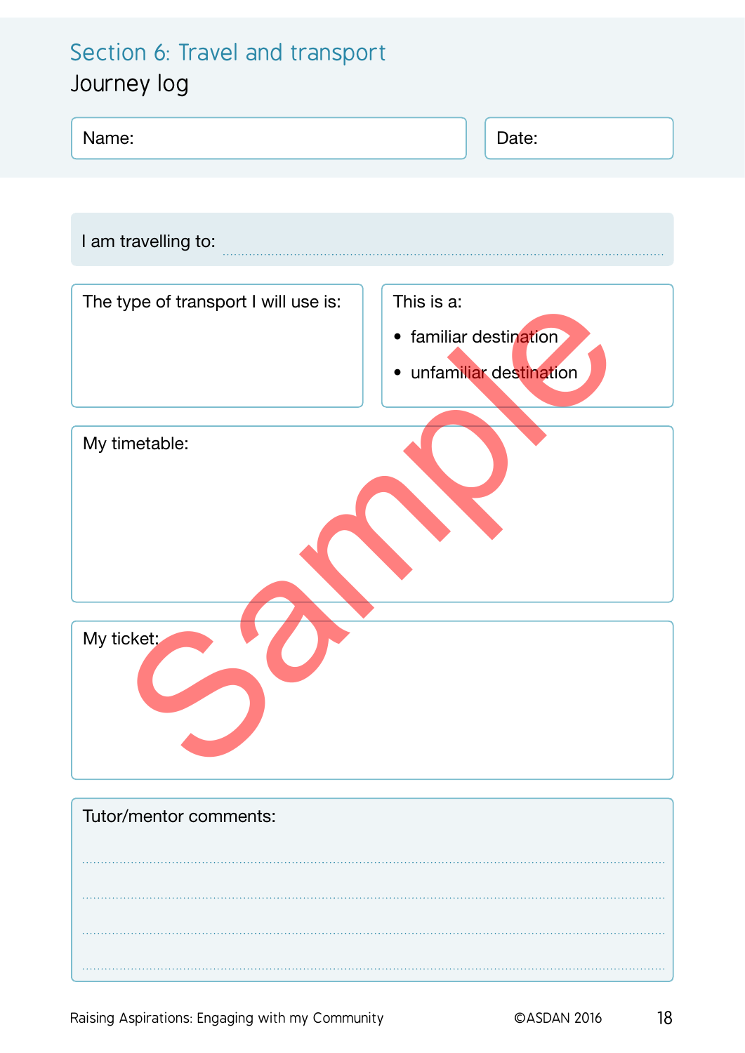## Section 6: Travel and transport

### Journey log

Name:

Date:

I am travelling to: ..............................................................................

The type of transport I will use is:

This is a:

- familiar destination
- unfamiliar destination

My timetable:

My ticket:

Tutor/mentor comments:

..............................................................................

..............................................................................

..............................................................................

..............................................................................

Raising Aspirations: Engaging with my Community ©ASDAN 2016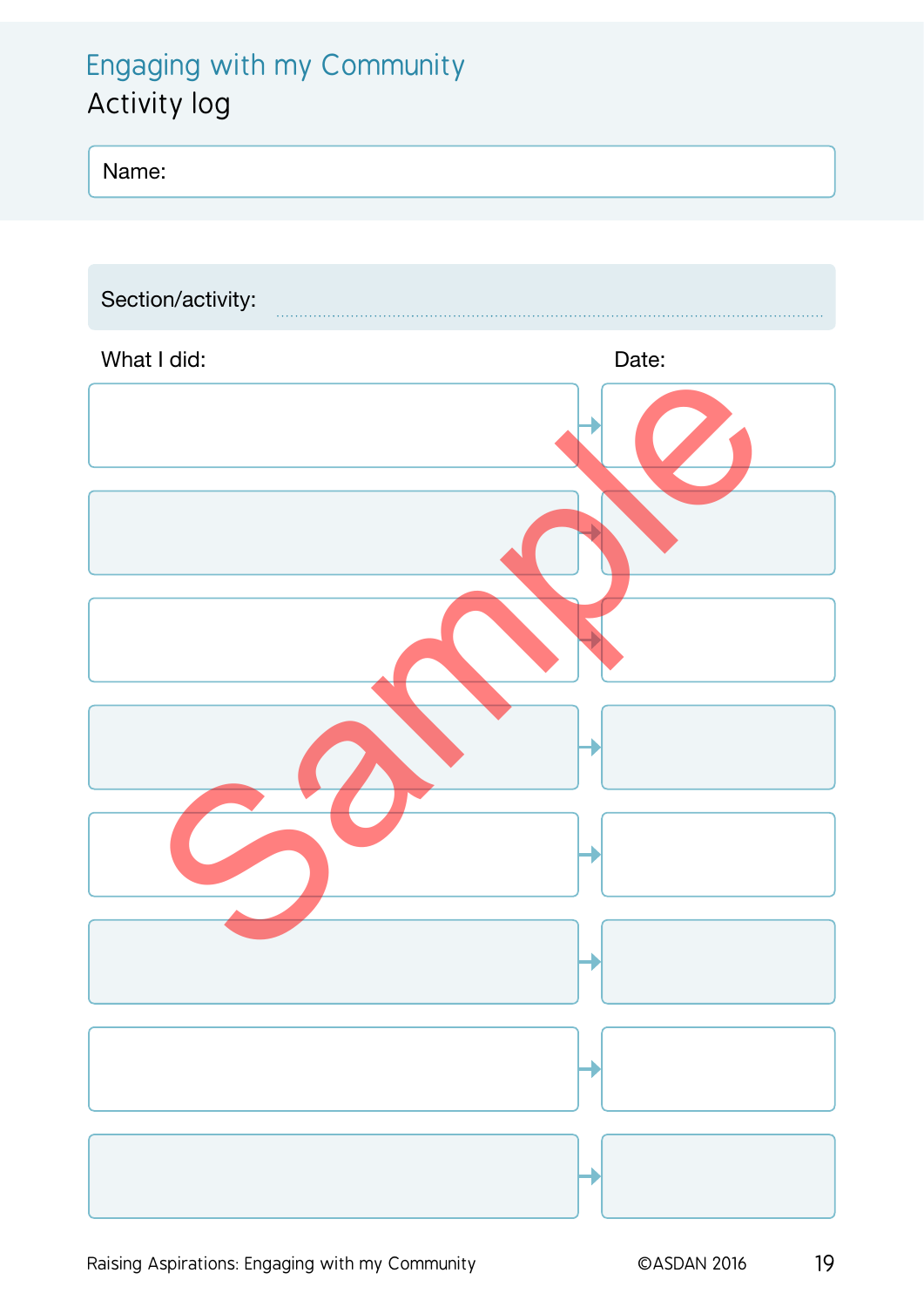# Engaging with my Community

## Activity log

Name:

Section/activity: ..............................................................................

| What I did: | Date: |
|---|---|
| | |
| | |
| | |
| | |
| | |
| | |
| | |
| | |

Sample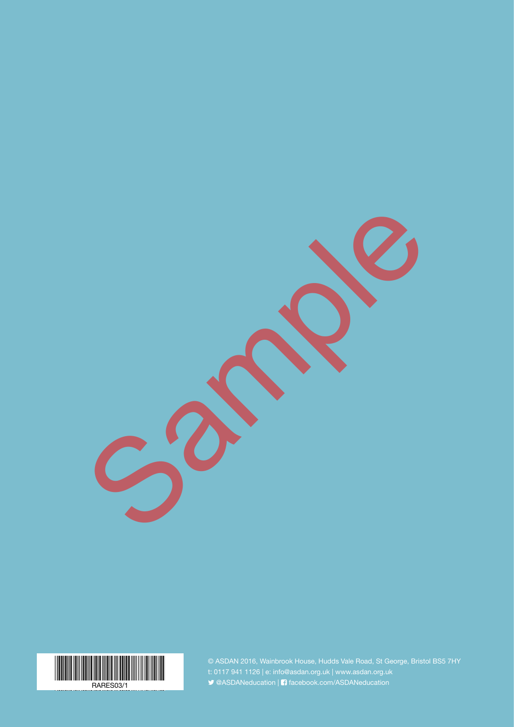Sample

RARES03/1

© ASDAN 2016, Wainbrook House, Hudds Vale Road, St George, Bristol BS5 7HY
t: 0117 941 1126 | e: info@asdan.org.uk | www.asdan.org.uk
@ASDANeducation | facebook.com/ASDANeducation